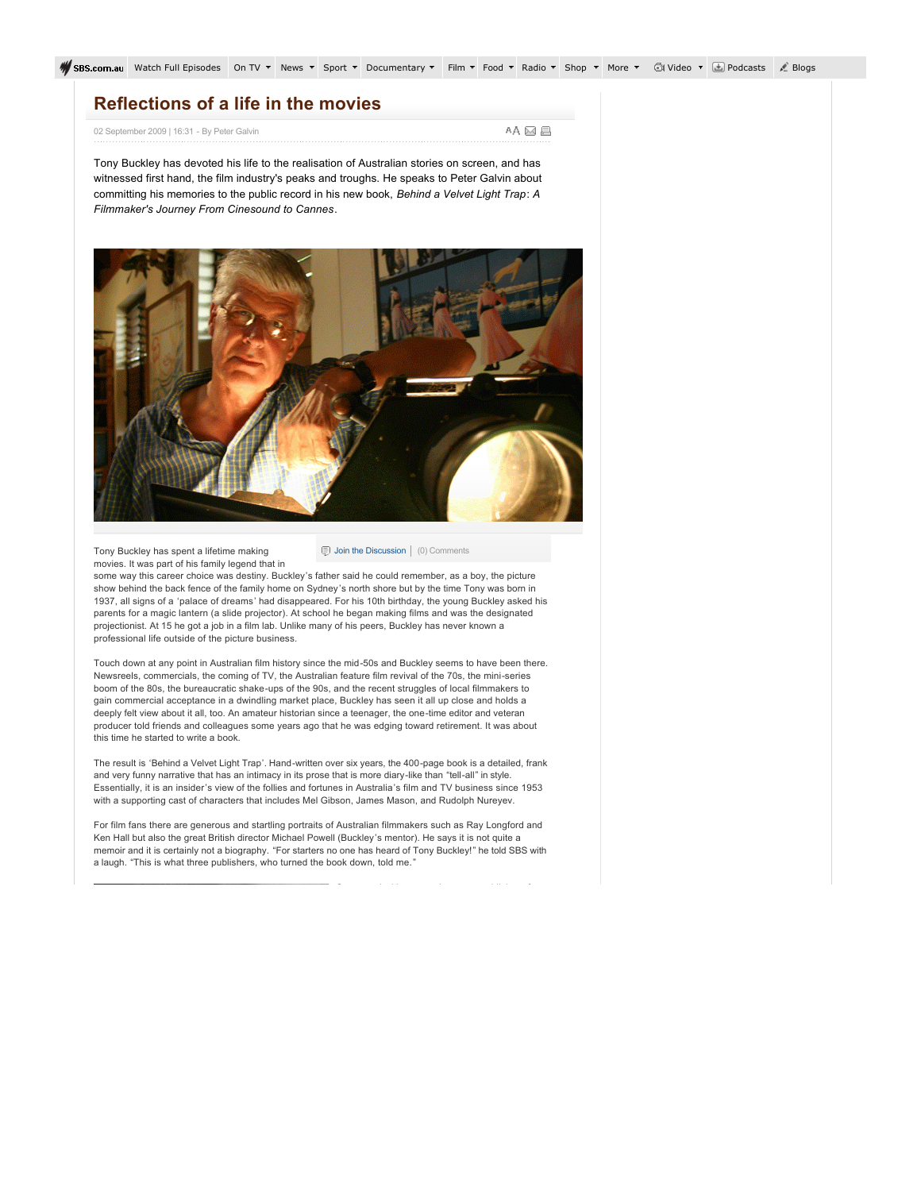# Reflections of a life in the movies

02 September 2009 | 16:31 - By Peter Galvin

Tony Buckley has devoted his life to the realisation of Australian stories on screen, and has witnessed first hand, the film industry's peaks and troughs. He speaks to Peter Galvin about committing his memories to the public record in his new book, *Behind a Velvet Light Trap*: *A Filmmaker's Journey From Cinesound to Cannes*.

Tony Buckley has spent a lifetime making movies. It was part of his family legend that in some way this career choice was destiny. Buckley's father said he could remember, as a boy, the picture show behind the back fence of the family home on Sydney's north shore but by the time Tony was born in 1937, all signs of a 'palace of dreams' had disappeared. For his 10th birthday, the young Buckley asked his parents for a magic lantern (a slide projector). At school he began making films and was the designated projectionist. At 15 he got a job in a film lab. Unlike many of his peers, Buckley has never known a professional life outside of the picture business.

Touch down at any point in Australian film history since the mid-50s and Buckley seems to have been there. Newsreels, commercials, the coming of TV, the Australian feature film revival of the 70s, the mini-series boom of the 80s, the bureaucratic shake-ups of the 90s, and the recent struggles of local filmmakers to gain commercial acceptance in a dwindling market place, Buckley has seen it all up close and holds a deeply felt view about it all, too. An amateur historian since a teenager, the one-time editor and veteran producer told friends and colleagues some years ago that he was edging toward retirement. It was about this time he started to write a book.

The result is 'Behind a Velvet Light Trap'. Hand-written over six years, the 400-page book is a detailed, frank and very funny narrative that has an intimacy in its prose that is more diary-like than "tell-all" in style. Essentially, it is an insider's view of the follies and fortunes in Australia's film and TV business since 1953 with a supporting cast of characters that includes Mel Gibson, James Mason, and Rudolph Nureyev.

For film fans there are generous and startling portraits of Australian filmmakers such as Ray Longford and Ken Hall but also the great British director Michael Powell (Buckley's mentor). He says it is not quite a memoir and it is certainly not a biography. "For starters no one has heard of Tony Buckley!" he told SBS with a laugh. "This is what three publishers, who turned the book down, told me."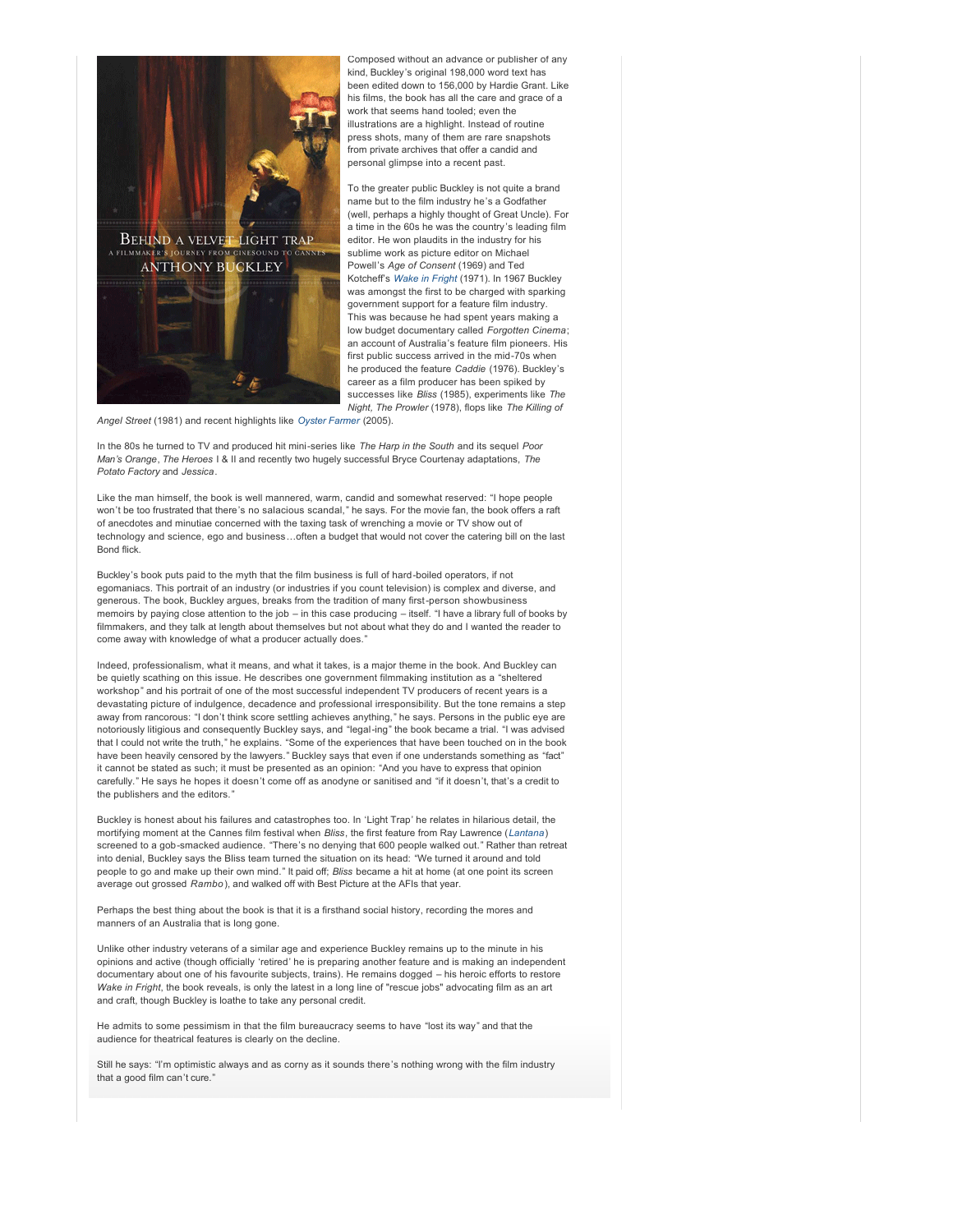BEHIND A VELVET LIGHT TRAP
A FILMMAKER'S JOURNEY FROM CINESOUND TO CANNES
ANTHONY BUCKLEY

Composed without an advance or publisher of any kind, Buckley's original 198,000 word text has been edited down to 156,000 by Hardie Grant. Like his films, the book has all the care and grace of a work that seems hand tooled; even the illustrations are a highlight. Instead of routine press shots, many of them are rare snapshots from private archives that offer a candid and personal glimpse into a recent past.

To the greater public Buckley is not quite a brand name but to the film industry he's a Godfather (well, perhaps a highly thought of Great Uncle). For a time in the 60s he was the country's leading film editor. He won plaudits in the industry for his sublime work as picture editor on Michael Powell's *Age of Consent* (1969) and Ted Kotcheff's *Wake in Fright* (1971). In 1967 Buckley was amongst the first to be charged with sparking government support for a feature film industry. This was because he had spent years making a low budget documentary called *Forgotten Cinema*; an account of Australia's feature film pioneers. His first public success arrived in the mid-70s when he produced the feature *Caddie* (1976). Buckley's career as a film producer has been spiked by successes like *Bliss* (1985), experiments like *The Night, The Prowler* (1978), flops like *The Killing of Angel Street* (1981) and recent highlights like *Oyster Farmer* (2005).

In the 80s he turned to TV and produced hit mini-series like *The Harp in the South* and its sequel *Poor Man's Orange*, *The Heroes* I & II and recently two hugely successful Bryce Courtenay adaptations, *The Potato Factory* and *Jessica*.

Like the man himself, the book is well mannered, warm, candid and somewhat reserved: "I hope people won't be too frustrated that there's no salacious scandal," he says. For the movie fan, the book offers a raft of anecdotes and minutiae concerned with the taxing task of wrenching a movie or TV show out of technology and science, ego and business…often a budget that would not cover the catering bill on the last Bond flick.

Buckley's book puts paid to the myth that the film business is full of hard-boiled operators, if not egomaniacs. This portrait of an industry (or industries if you count television) is complex and diverse, and generous. The book, Buckley argues, breaks from the tradition of many first-person showbusiness memoirs by paying close attention to the job – in this case producing – itself. "I have a library full of books by filmmakers, and they talk at length about themselves but not about what they do and I wanted the reader to come away with knowledge of what a producer actually does."

Indeed, professionalism, what it means, and what it takes, is a major theme in the book. And Buckley can be quietly scathing on this issue. He describes one government filmmaking institution as a "sheltered workshop" and his portrait of one of the most successful independent TV producers of recent years is a devastating picture of indulgence, decadence and professional irresponsibility. But the tone remains a step away from rancorous: "I don't think score settling achieves anything," he says. Persons in the public eye are notoriously litigious and consequently Buckley says, and "legal-ing" the book became a trial. "I was advised that I could not write the truth," he explains. "Some of the experiences that have been touched on in the book have been heavily censored by the lawyers." Buckley says that even if one understands something as "fact" it cannot be stated as such; it must be presented as an opinion: "And you have to express that opinion carefully." He says he hopes it doesn't come off as anodyne or sanitised and "if it doesn't, that's a credit to the publishers and the editors."

Buckley is honest about his failures and catastrophes too. In 'Light Trap' he relates in hilarious detail, the mortifying moment at the Cannes film festival when *Bliss*, the first feature from Ray Lawrence (*Lantana*) screened to a gob-smacked audience. "There's no denying that 600 people walked out." Rather than retreat into denial, Buckley says the Bliss team turned the situation on its head: "We turned it around and told people to go and make up their own mind." It paid off; *Bliss* became a hit at home (at one point its screen average out grossed *Rambo*), and walked off with Best Picture at the AFIs that year.

Perhaps the best thing about the book is that it is a firsthand social history, recording the mores and manners of an Australia that is long gone.

Unlike other industry veterans of a similar age and experience Buckley remains up to the minute in his opinions and active (though officially 'retired' he is preparing another feature and is making an independent documentary about one of his favourite subjects, trains). He remains dogged – his heroic efforts to restore *Wake in Fright*, the book reveals, is only the latest in a long line of "rescue jobs" advocating film as an art and craft, though Buckley is loathe to take any personal credit.

He admits to some pessimism in that the film bureaucracy seems to have "lost its way" and that the audience for theatrical features is clearly on the decline.

Still he says: "I'm optimistic always and as corny as it sounds there's nothing wrong with the film industry that a good film can't cure."